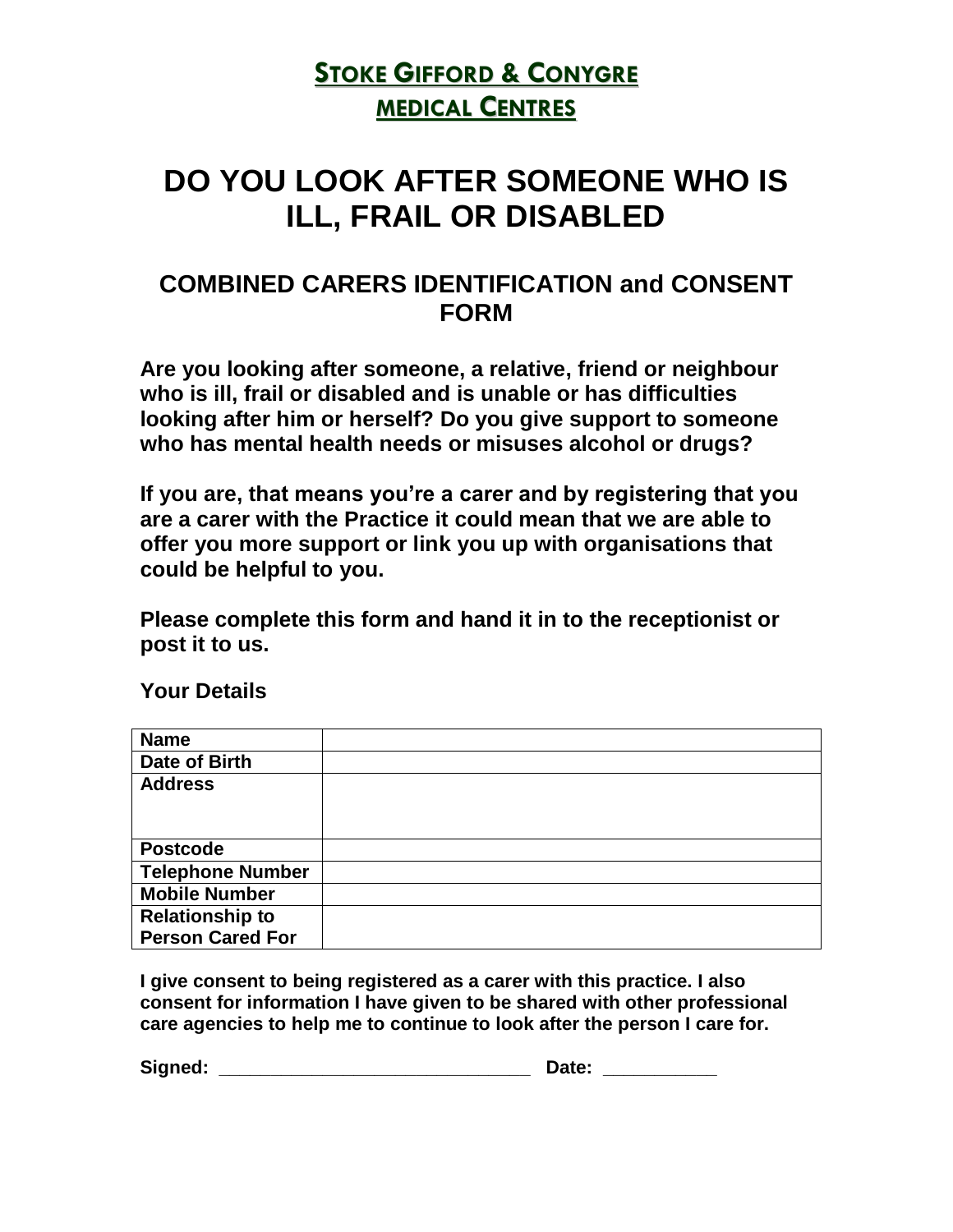# STOKE GIFFORD & CONYGRE MEDICAL CENTRES

# DO YOU LOOK AFTER SOMEONE WHO IS ILL, FRAIL OR DISABLED

## COMBINED CARERS IDENTIFICATION and CONSENT FORM

**Are you looking after someone, a relative, friend or neighbour who is ill, frail or disabled and is unable or has difficulties looking after him or herself? Do you give support to someone who has mental health needs or misuses alcohol or drugs?**

**If you are, that means you're a carer and by registering that you are a carer with the Practice it could mean that we are able to offer you more support or link you up with organisations that could be helpful to you.**

**Please complete this form and hand it in to the receptionist or post it to us.**

### Your Details

| | |
|---|---|
| **Name** | |
| **Date of Birth** | |
| **Address** | |
| **Postcode** | |
| **Telephone Number** | |
| **Mobile Number** | |
| **Relationship to Person Cared For** | |

**I give consent to being registered as a carer with this practice. I also consent for information I have given to be shared with other professional care agencies to help me to continue to look after the person I care for.**

**Signed:** _______________________________ **Date:** ___________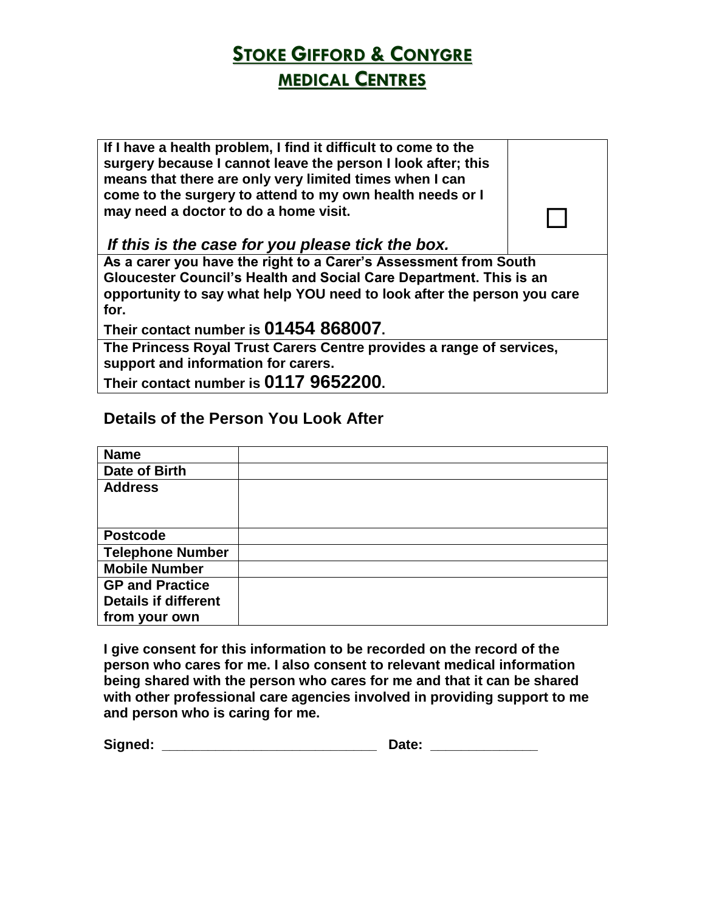# STOKE GIFFORD & CONYGRE MEDICAL CENTRES

| | |
|---|---|
| **If I have a health problem, I find it difficult to come to the surgery because I cannot leave the person I look after; this means that there are only very limited times when I can come to the surgery to attend to my own health needs or I may need a doctor to do a home visit.**<br><br>***If this is the case for you please tick the box.*** | ☐ |
| **As a carer you have the right to a Carer's Assessment from South Gloucester Council's Health and Social Care Department. This is an opportunity to say what help YOU need to look after the person you care for.**<br>**Their contact number is 01454 868007.** | |
| **The Princess Royal Trust Carers Centre provides a range of services, support and information for carers.**<br>**Their contact number is 0117 9652200.** | |

## Details of the Person You Look After

| | |
|---|---|
| **Name** | |
| **Date of Birth** | |
| **Address** | |
| **Postcode** | |
| **Telephone Number** | |
| **Mobile Number** | |
| **GP and Practice Details if different from your own** | |

**I give consent for this information to be recorded on the record of the person who cares for me. I also consent to relevant medical information being shared with the person who cares for me and that it can be shared with other professional care agencies involved in providing support to me and person who is caring for me.**

**Signed: ____________________________ Date: ______________**